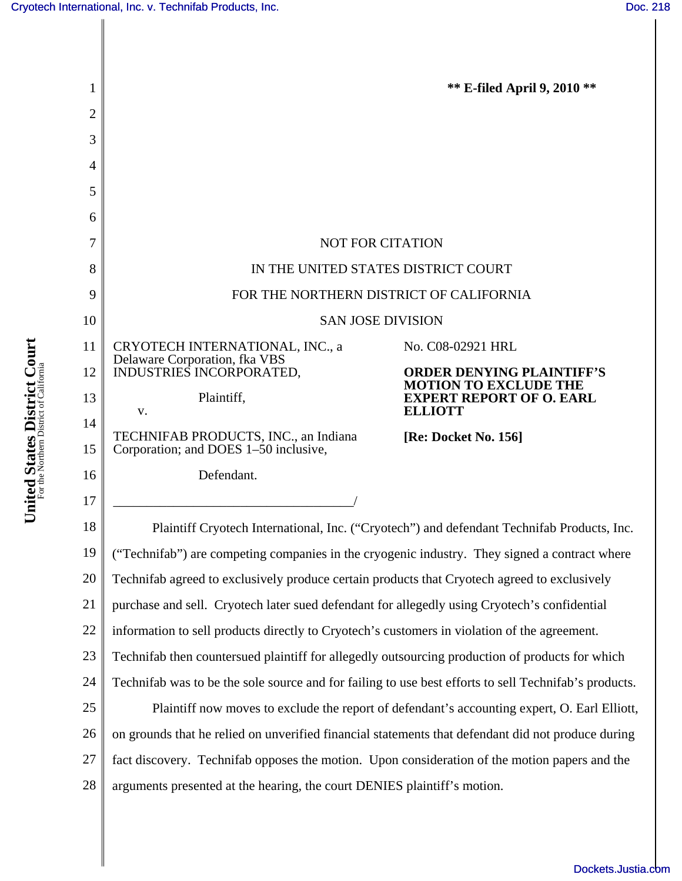**\*\* E-filed April 9, 2010 \*\***

NOT FOR CITATION

IN THE UNITED STATES DISTRICT COURT

FOR THE NORTHERN DISTRICT OF CALIFORNIA

SAN JOSE DIVISION

CRYOTECH INTERNATIONAL, INC., a Delaware Corporation, fka VBS INDUSTRIES INCORPORATED,

Plaintiff,

v.

TECHNIFAB PRODUCTS, INC., an Indiana Corporation; and DOES 1–50 inclusive,

Defendant.

No. C08-02921 HRL

**ORDER DENYING PLAINTIFF'S MOTION TO EXCLUDE THE EXPERT REPORT OF O. EARL ELLIOTT**

**[Re: Docket No. 156]**

Plaintiff Cryotech International, Inc. ("Cryotech") and defendant Technifab Products, Inc. ("Technifab") are competing companies in the cryogenic industry. They signed a contract where Technifab agreed to exclusively produce certain products that Cryotech agreed to exclusively purchase and sell. Cryotech later sued defendant for allegedly using Cryotech's confidential information to sell products directly to Cryotech's customers in violation of the agreement. Technifab then countersued plaintiff for allegedly outsourcing production of products for which Technifab was to be the sole source and for failing to use best efforts to sell Technifab's products.

Plaintiff now moves to exclude the report of defendant's accounting expert, O. Earl Elliott, on grounds that he relied on unverified financial statements that defendant did not produce during fact discovery. Technifab opposes the motion. Upon consideration of the motion papers and the arguments presented at the hearing, the court DENIES plaintiff's motion.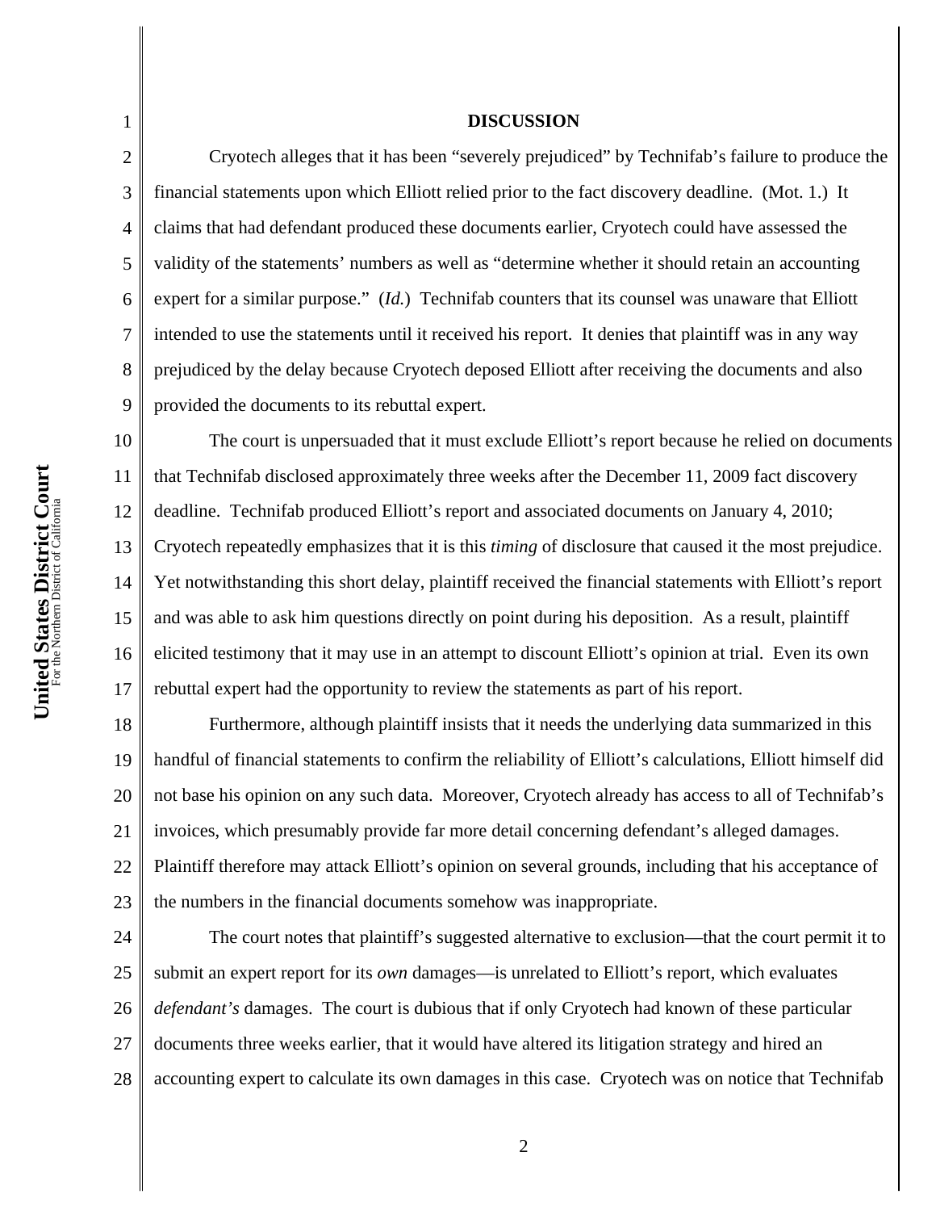## DISCUSSION

Cryotech alleges that it has been "severely prejudiced" by Technifab's failure to produce the financial statements upon which Elliott relied prior to the fact discovery deadline. (Mot. 1.) It claims that had defendant produced these documents earlier, Cryotech could have assessed the validity of the statements' numbers as well as "determine whether it should retain an accounting expert for a similar purpose." (*Id.*) Technifab counters that its counsel was unaware that Elliott intended to use the statements until it received his report. It denies that plaintiff was in any way prejudiced by the delay because Cryotech deposed Elliott after receiving the documents and also provided the documents to its rebuttal expert.

The court is unpersuaded that it must exclude Elliott's report because he relied on documents that Technifab disclosed approximately three weeks after the December 11, 2009 fact discovery deadline. Technifab produced Elliott's report and associated documents on January 4, 2010; Cryotech repeatedly emphasizes that it is this *timing* of disclosure that caused it the most prejudice. Yet notwithstanding this short delay, plaintiff received the financial statements with Elliott's report and was able to ask him questions directly on point during his deposition. As a result, plaintiff elicited testimony that it may use in an attempt to discount Elliott's opinion at trial. Even its own rebuttal expert had the opportunity to review the statements as part of his report.

Furthermore, although plaintiff insists that it needs the underlying data summarized in this handful of financial statements to confirm the reliability of Elliott's calculations, Elliott himself did not base his opinion on any such data. Moreover, Cryotech already has access to all of Technifab's invoices, which presumably provide far more detail concerning defendant's alleged damages. Plaintiff therefore may attack Elliott's opinion on several grounds, including that his acceptance of the numbers in the financial documents somehow was inappropriate.

The court notes that plaintiff's suggested alternative to exclusion—that the court permit it to submit an expert report for its *own* damages—is unrelated to Elliott's report, which evaluates *defendant's* damages. The court is dubious that if only Cryotech had known of these particular documents three weeks earlier, that it would have altered its litigation strategy and hired an accounting expert to calculate its own damages in this case. Cryotech was on notice that Technifab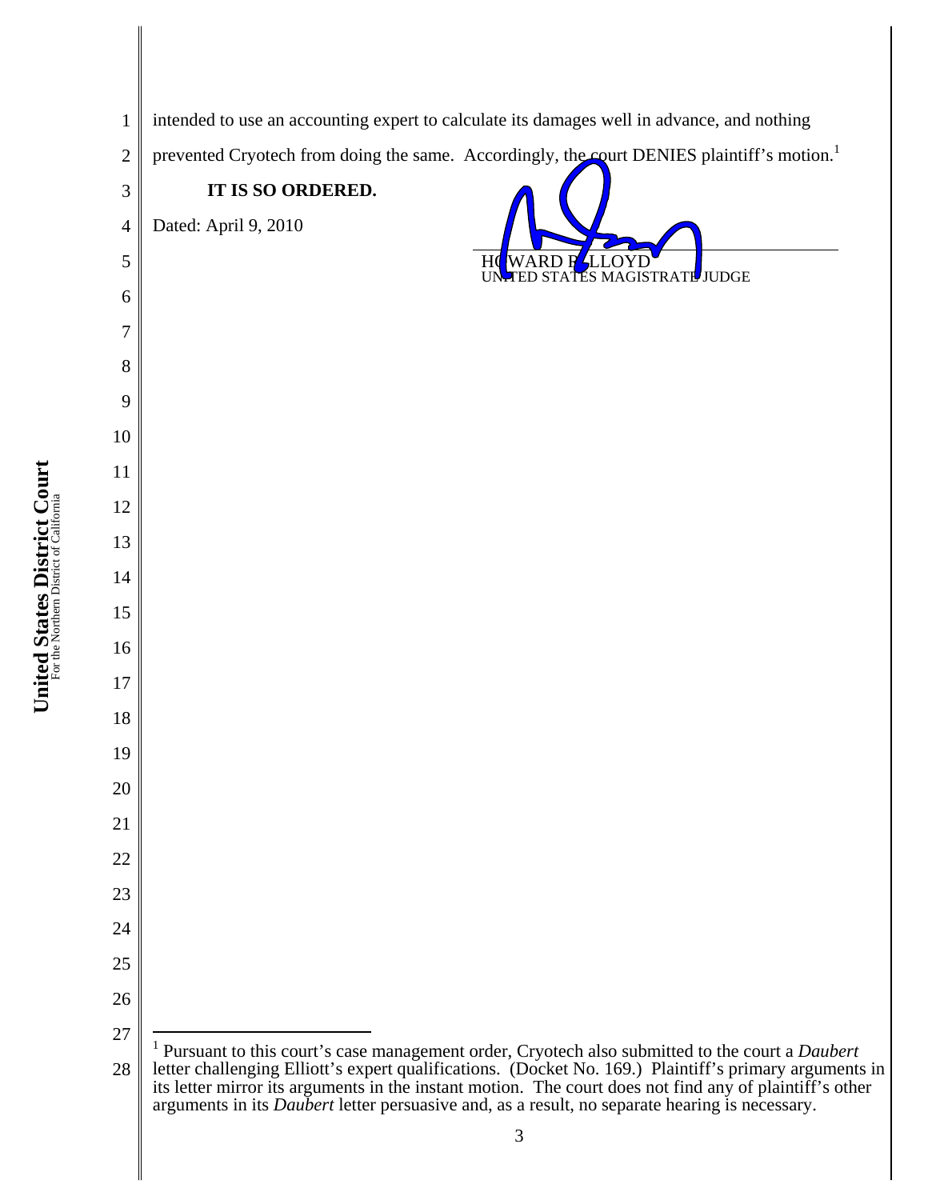intended to use an accounting expert to calculate its damages well in advance, and nothing prevented Cryotech from doing the same. Accordingly, the court DENIES plaintiff's motion.[1]

**IT IS SO ORDERED.**

Dated: April 9, 2010

HOWARD R. LLOYD
UNITED STATES MAGISTRATE JUDGE

---

[1] Pursuant to this court's case management order, Cryotech also submitted to the court a *Daubert* letter challenging Elliott's expert qualifications. (Docket No. 169.) Plaintiff's primary arguments in its letter mirror its arguments in the instant motion. The court does not find any of plaintiff's other arguments in its *Daubert* letter persuasive and, as a result, no separate hearing is necessary.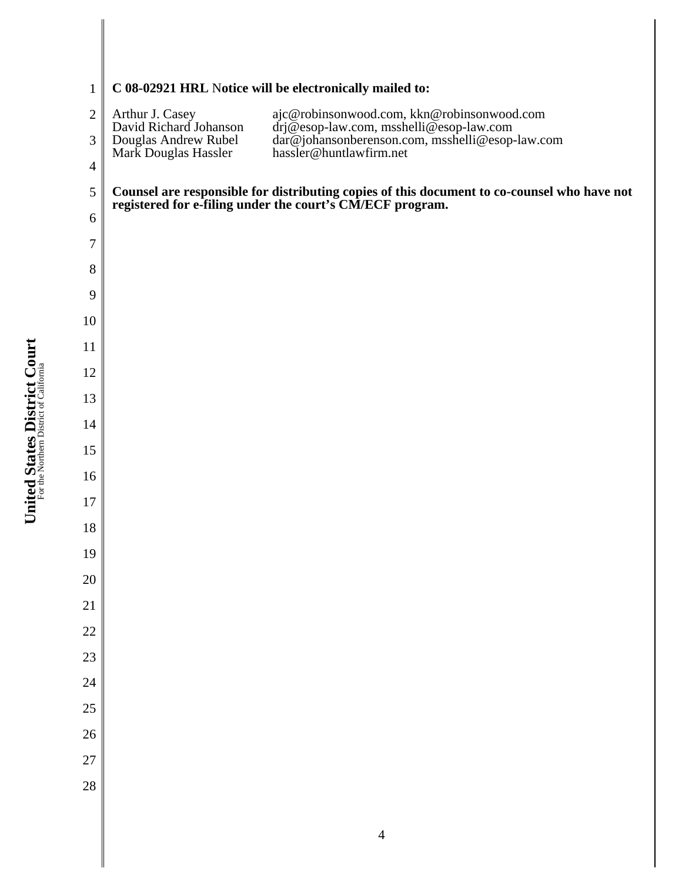**C 08-02921 HRL Notice will be electronically mailed to:**

| | |
|---|---|
| Arthur J. Casey | ajc@robinsonwood.com, kkn@robinsonwood.com |
| David Richard Johanson | drj@esop-law.com, msshelli@esop-law.com |
| Douglas Andrew Rubel | dar@johansonberenson.com, msshelli@esop-law.com |
| Mark Douglas Hassler | hassler@huntlawfirm.net |

**Counsel are responsible for distributing copies of this document to co-counsel who have not registered for e-filing under the court's CM/ECF program.**